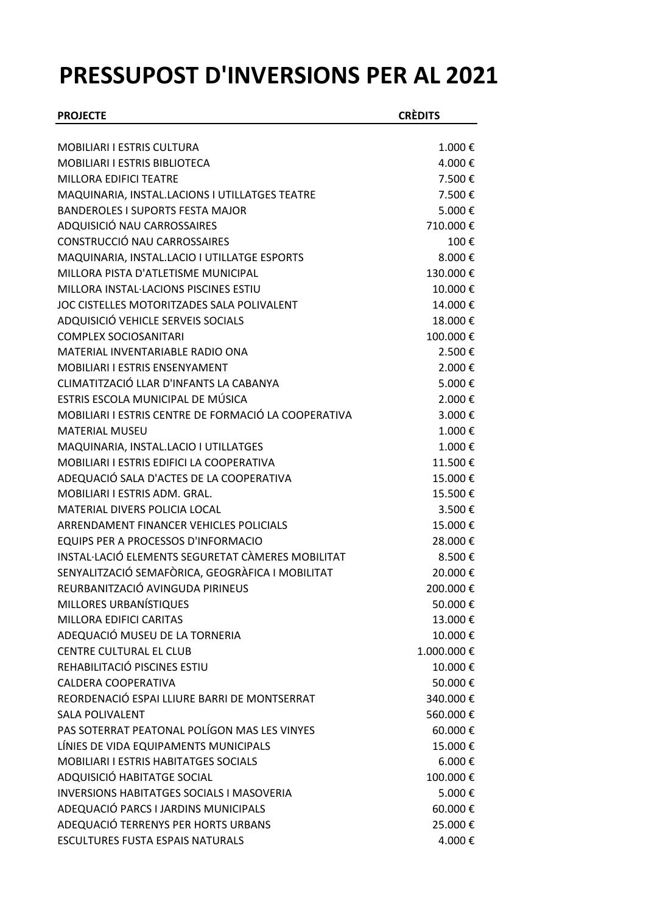# PRESSUPOST D'INVERSIONS PER AL 2021

| PROJECTE | CRÈDITS |
|---|---|
| MOBILIARI I ESTRIS CULTURA | 1.000 € |
| MOBILIARI I ESTRIS BIBLIOTECA | 4.000 € |
| MILLORA EDIFICI TEATRE | 7.500 € |
| MAQUINARIA, INSTAL.LACIONS I UTILLATGES TEATRE | 7.500 € |
| BANDEROLES I SUPORTS FESTA MAJOR | 5.000 € |
| ADQUISICIÓ NAU CARROSSAIRES | 710.000 € |
| CONSTRUCCIÓ NAU CARROSSAIRES | 100 € |
| MAQUINARIA, INSTAL.LACIO I UTILLATGE ESPORTS | 8.000 € |
| MILLORA PISTA D'ATLETISME MUNICIPAL | 130.000 € |
| MILLORA INSTAL·LACIONS PISCINES ESTIU | 10.000 € |
| JOC CISTELLES MOTORITZADES SALA POLIVALENT | 14.000 € |
| ADQUISICIÓ VEHICLE SERVEIS SOCIALS | 18.000 € |
| COMPLEX SOCIOSANITARI | 100.000 € |
| MATERIAL INVENTARIABLE RADIO ONA | 2.500 € |
| MOBILIARI I ESTRIS ENSENYAMENT | 2.000 € |
| CLIMATITZACIÓ LLAR D'INFANTS LA CABANYA | 5.000 € |
| ESTRIS ESCOLA MUNICIPAL DE MÚSICA | 2.000 € |
| MOBILIARI I ESTRIS CENTRE DE FORMACIÓ LA COOPERATIVA | 3.000 € |
| MATERIAL MUSEU | 1.000 € |
| MAQUINARIA, INSTAL.LACIO I UTILLATGES | 1.000 € |
| MOBILIARI I ESTRIS EDIFICI LA COOPERATIVA | 11.500 € |
| ADEQUACIÓ SALA D'ACTES DE LA COOPERATIVA | 15.000 € |
| MOBILIARI I ESTRIS ADM. GRAL. | 15.500 € |
| MATERIAL DIVERS POLICIA LOCAL | 3.500 € |
| ARRENDAMENT FINANCER VEHICLES POLICIALS | 15.000 € |
| EQUIPS PER A PROCESSOS D'INFORMACIO | 28.000 € |
| INSTAL·LACIÓ ELEMENTS SEGURETAT CÀMERES MOBILITAT | 8.500 € |
| SENYALITZACIÓ SEMAFÒRICA, GEOGRÀFICA I MOBILITAT | 20.000 € |
| REURBANITZACIÓ AVINGUDA PIRINEUS | 200.000 € |
| MILLORES URBANÍSTIQUES | 50.000 € |
| MILLORA EDIFICI CARITAS | 13.000 € |
| ADEQUACIÓ MUSEU DE LA TORNERIA | 10.000 € |
| CENTRE CULTURAL EL CLUB | 1.000.000 € |
| REHABILITACIÓ PISCINES ESTIU | 10.000 € |
| CALDERA COOPERATIVA | 50.000 € |
| REORDENACIÓ ESPAI LLIURE BARRI DE MONTSERRAT | 340.000 € |
| SALA POLIVALENT | 560.000 € |
| PAS SOTERRAT PEATONAL POLÍGON MAS LES VINYES | 60.000 € |
| LÍNIES DE VIDA EQUIPAMENTS MUNICIPALS | 15.000 € |
| MOBILIARI I ESTRIS HABITATGES SOCIALS | 6.000 € |
| ADQUISICIÓ HABITATGE SOCIAL | 100.000 € |
| INVERSIONS HABITATGES SOCIALS I MASOVERIA | 5.000 € |
| ADEQUACIÓ PARCS I JARDINS MUNICIPALS | 60.000 € |
| ADEQUACIÓ TERRENYS PER HORTS URBANS | 25.000 € |
| ESCULTURES FUSTA ESPAIS NATURALS | 4.000 € |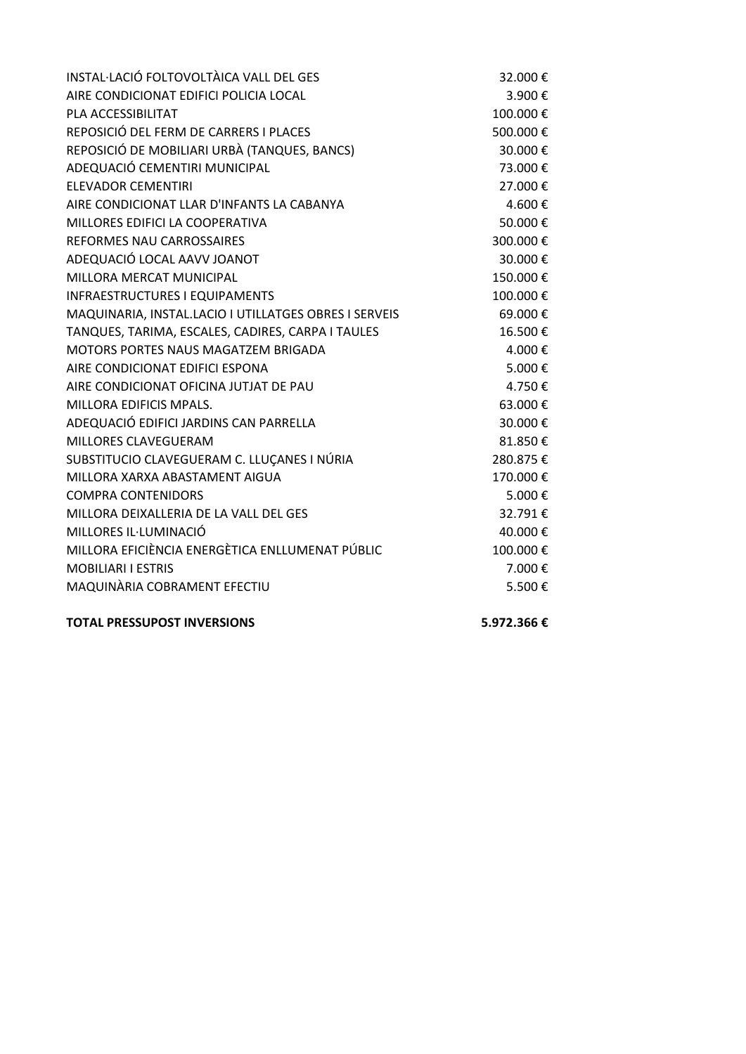| | |
|---|---|
| INSTAL·LACIÓ FOLTOVOLTÀICA VALL DEL GES | 32.000 € |
| AIRE CONDICIONAT EDIFICI POLICIA LOCAL | 3.900 € |
| PLA ACCESSIBILITAT | 100.000 € |
| REPOSICIÓ DEL FERM DE CARRERS I PLACES | 500.000 € |
| REPOSICIÓ DE MOBILIARI URBÀ (TANQUES, BANCS) | 30.000 € |
| ADEQUACIÓ CEMENTIRI MUNICIPAL | 73.000 € |
| ELEVADOR CEMENTIRI | 27.000 € |
| AIRE CONDICIONAT LLAR D'INFANTS LA CABANYA | 4.600 € |
| MILLORES EDIFICI LA COOPERATIVA | 50.000 € |
| REFORMES NAU CARROSSAIRES | 300.000 € |
| ADEQUACIÓ LOCAL AAVV JOANOT | 30.000 € |
| MILLORA MERCAT MUNICIPAL | 150.000 € |
| INFRAESTRUCTURES I EQUIPAMENTS | 100.000 € |
| MAQUINARIA, INSTAL.LACIO I UTILLATGES OBRES I SERVEIS | 69.000 € |
| TANQUES, TARIMA, ESCALES, CADIRES, CARPA I TAULES | 16.500 € |
| MOTORS PORTES NAUS MAGATZEM BRIGADA | 4.000 € |
| AIRE CONDICIONAT EDIFICI ESPONA | 5.000 € |
| AIRE CONDICIONAT OFICINA JUTJAT DE PAU | 4.750 € |
| MILLORA EDIFICIS MPALS. | 63.000 € |
| ADEQUACIÓ EDIFICI JARDINS CAN PARRELLA | 30.000 € |
| MILLORES CLAVEGUERAM | 81.850 € |
| SUBSTITUCIO CLAVEGUERAM C. LLUÇANES I NÚRIA | 280.875 € |
| MILLORA XARXA ABASTAMENT AIGUA | 170.000 € |
| COMPRA CONTENIDORS | 5.000 € |
| MILLORA DEIXALLERIA DE LA VALL DEL GES | 32.791 € |
| MILLORES IL·LUMINACIÓ | 40.000 € |
| MILLORA EFICIÈNCIA ENERGÈTICA ENLLUMENAT PÚBLIC | 100.000 € |
| MOBILIARI I ESTRIS | 7.000 € |
| MAQUINÀRIA COBRAMENT EFECTIU | 5.500 € |
| **TOTAL PRESSUPOST INVERSIONS** | **5.972.366 €** |